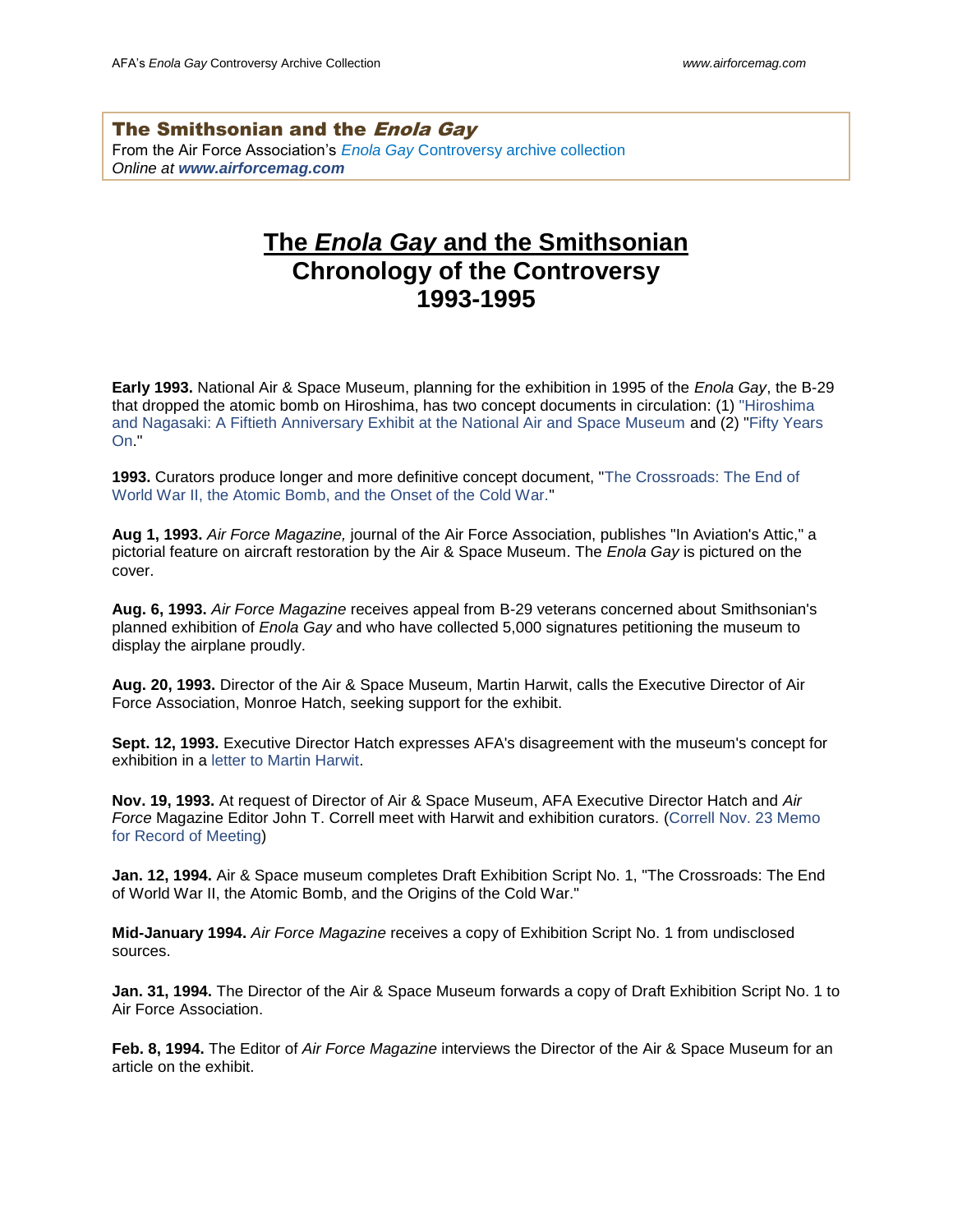**The Smithsonian and the *Enola Gay***
From the Air Force Association's *Enola Gay* Controversy archive collection
*Online at **www.airforcemag.com***

# The *Enola Gay* and the Smithsonian
## Chronology of the Controversy
## 1993-1995

**Early 1993.** National Air & Space Museum, planning for the exhibition in 1995 of the *Enola Gay*, the B-29 that dropped the atomic bomb on Hiroshima, has two concept documents in circulation: (1) "Hiroshima and Nagasaki: A Fiftieth Anniversary Exhibit at the National Air and Space Museum and (2) "Fifty Years On."

**1993.** Curators produce longer and more definitive concept document, "The Crossroads: The End of World War II, the Atomic Bomb, and the Onset of the Cold War."

**Aug 1, 1993.** *Air Force Magazine,* journal of the Air Force Association, publishes "In Aviation's Attic," a pictorial feature on aircraft restoration by the Air & Space Museum. The *Enola Gay* is pictured on the cover.

**Aug. 6, 1993.** *Air Force Magazine* receives appeal from B-29 veterans concerned about Smithsonian's planned exhibition of *Enola Gay* and who have collected 5,000 signatures petitioning the museum to display the airplane proudly.

**Aug. 20, 1993.** Director of the Air & Space Museum, Martin Harwit, calls the Executive Director of Air Force Association, Monroe Hatch, seeking support for the exhibit.

**Sept. 12, 1993.** Executive Director Hatch expresses AFA's disagreement with the museum's concept for exhibition in a letter to Martin Harwit.

**Nov. 19, 1993.** At request of Director of Air & Space Museum, AFA Executive Director Hatch and *Air Force* Magazine Editor John T. Correll meet with Harwit and exhibition curators. (Correll Nov. 23 Memo for Record of Meeting)

**Jan. 12, 1994.** Air & Space museum completes Draft Exhibition Script No. 1, "The Crossroads: The End of World War II, the Atomic Bomb, and the Origins of the Cold War."

**Mid-January 1994.** *Air Force Magazine* receives a copy of Exhibition Script No. 1 from undisclosed sources.

**Jan. 31, 1994.** The Director of the Air & Space Museum forwards a copy of Draft Exhibition Script No. 1 to Air Force Association.

**Feb. 8, 1994.** The Editor of *Air Force Magazine* interviews the Director of the Air & Space Museum for an article on the exhibit.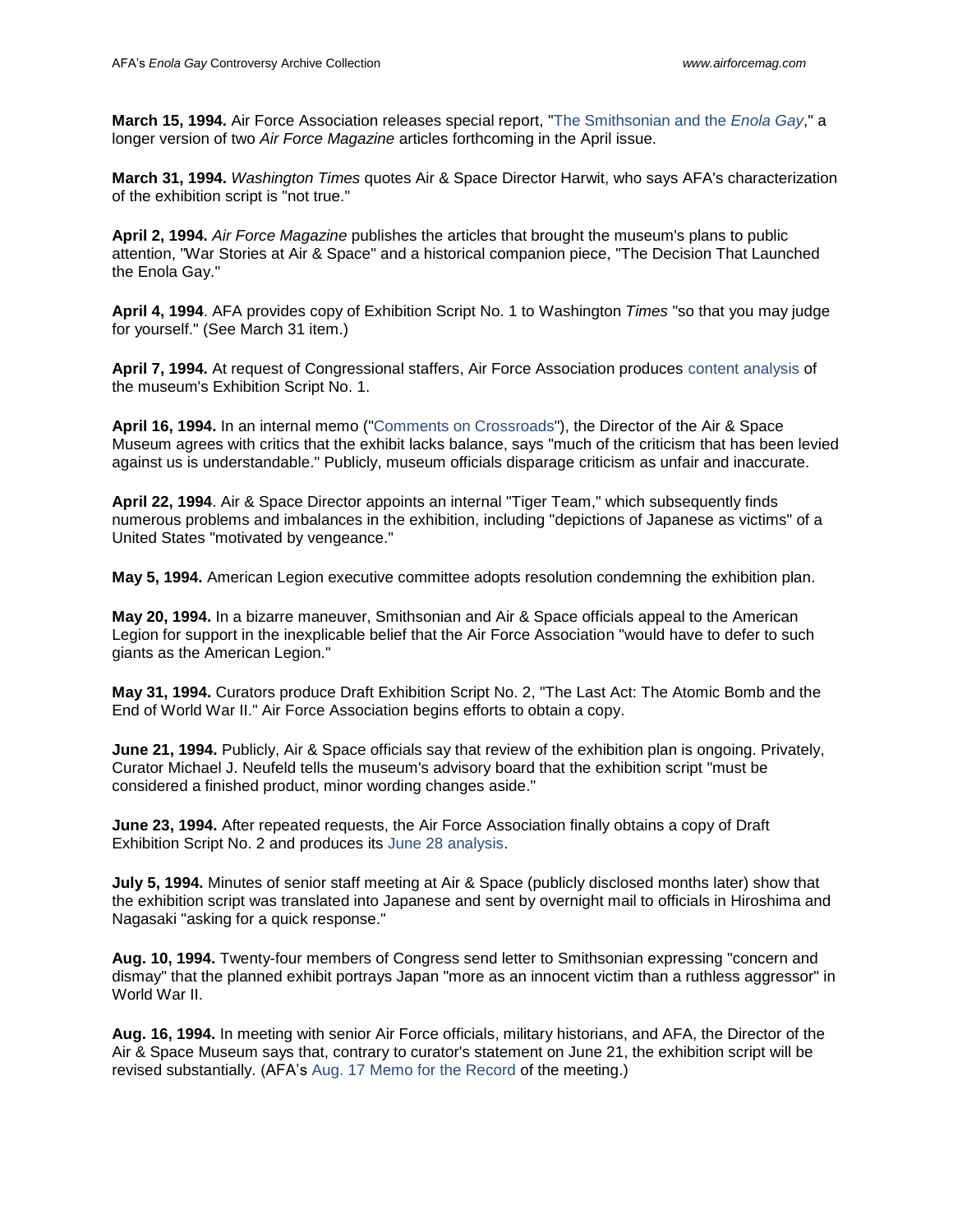**March 15, 1994.** Air Force Association releases special report, "The Smithsonian and the *Enola Gay*," a longer version of two *Air Force Magazine* articles forthcoming in the April issue.

**March 31, 1994.** *Washington Times* quotes Air & Space Director Harwit, who says AFA's characterization of the exhibition script is "not true."

**April 2, 1994.** *Air Force Magazine* publishes the articles that brought the museum's plans to public attention, "War Stories at Air & Space" and a historical companion piece, "The Decision That Launched the Enola Gay."

**April 4, 1994**. AFA provides copy of Exhibition Script No. 1 to Washington *Times* "so that you may judge for yourself." (See March 31 item.)

**April 7, 1994.** At request of Congressional staffers, Air Force Association produces content analysis of the museum's Exhibition Script No. 1.

**April 16, 1994.** In an internal memo ("Comments on Crossroads"), the Director of the Air & Space Museum agrees with critics that the exhibit lacks balance, says "much of the criticism that has been levied against us is understandable." Publicly, museum officials disparage criticism as unfair and inaccurate.

**April 22, 1994**. Air & Space Director appoints an internal "Tiger Team," which subsequently finds numerous problems and imbalances in the exhibition, including "depictions of Japanese as victims" of a United States "motivated by vengeance."

**May 5, 1994.** American Legion executive committee adopts resolution condemning the exhibition plan.

**May 20, 1994.** In a bizarre maneuver, Smithsonian and Air & Space officials appeal to the American Legion for support in the inexplicable belief that the Air Force Association "would have to defer to such giants as the American Legion."

**May 31, 1994.** Curators produce Draft Exhibition Script No. 2, "The Last Act: The Atomic Bomb and the End of World War II." Air Force Association begins efforts to obtain a copy.

**June 21, 1994.** Publicly, Air & Space officials say that review of the exhibition plan is ongoing. Privately, Curator Michael J. Neufeld tells the museum's advisory board that the exhibition script "must be considered a finished product, minor wording changes aside."

**June 23, 1994.** After repeated requests, the Air Force Association finally obtains a copy of Draft Exhibition Script No. 2 and produces its June 28 analysis.

**July 5, 1994.** Minutes of senior staff meeting at Air & Space (publicly disclosed months later) show that the exhibition script was translated into Japanese and sent by overnight mail to officials in Hiroshima and Nagasaki "asking for a quick response."

**Aug. 10, 1994.** Twenty-four members of Congress send letter to Smithsonian expressing "concern and dismay" that the planned exhibit portrays Japan "more as an innocent victim than a ruthless aggressor" in World War II.

**Aug. 16, 1994.** In meeting with senior Air Force officials, military historians, and AFA, the Director of the Air & Space Museum says that, contrary to curator's statement on June 21, the exhibition script will be revised substantially. (AFA's Aug. 17 Memo for the Record of the meeting.)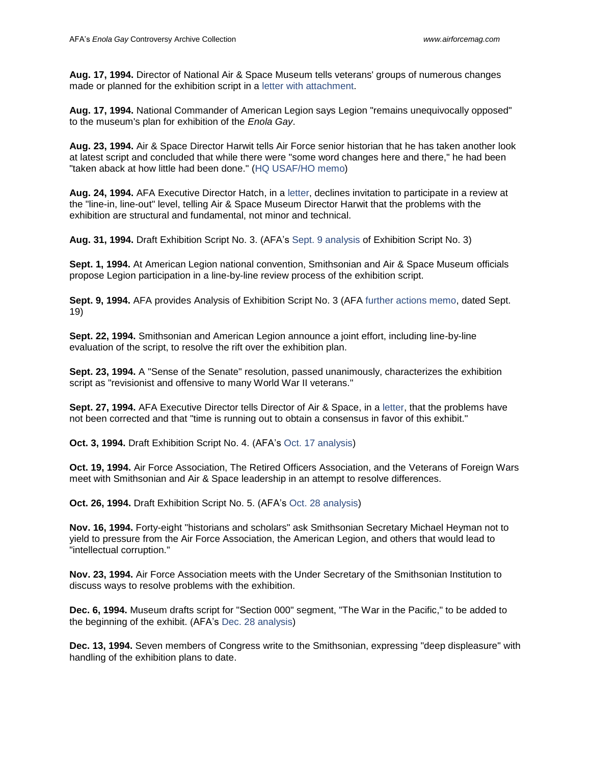**Aug. 17, 1994.** Director of National Air & Space Museum tells veterans' groups of numerous changes made or planned for the exhibition script in a letter with attachment.

**Aug. 17, 1994.** National Commander of American Legion says Legion "remains unequivocally opposed" to the museum's plan for exhibition of the *Enola Gay*.

**Aug. 23, 1994.** Air & Space Director Harwit tells Air Force senior historian that he has taken another look at latest script and concluded that while there were "some word changes here and there," he had been "taken aback at how little had been done." (HQ USAF/HO memo)

**Aug. 24, 1994.** AFA Executive Director Hatch, in a letter, declines invitation to participate in a review at the "line-in, line-out" level, telling Air & Space Museum Director Harwit that the problems with the exhibition are structural and fundamental, not minor and technical.

**Aug. 31, 1994.** Draft Exhibition Script No. 3. (AFA's Sept. 9 analysis of Exhibition Script No. 3)

**Sept. 1, 1994.** At American Legion national convention, Smithsonian and Air & Space Museum officials propose Legion participation in a line-by-line review process of the exhibition script.

**Sept. 9, 1994.** AFA provides Analysis of Exhibition Script No. 3 (AFA further actions memo, dated Sept. 19)

**Sept. 22, 1994.** Smithsonian and American Legion announce a joint effort, including line-by-line evaluation of the script, to resolve the rift over the exhibition plan.

**Sept. 23, 1994.** A "Sense of the Senate" resolution, passed unanimously, characterizes the exhibition script as "revisionist and offensive to many World War II veterans."

**Sept. 27, 1994.** AFA Executive Director tells Director of Air & Space, in a letter, that the problems have not been corrected and that "time is running out to obtain a consensus in favor of this exhibit."

**Oct. 3, 1994.** Draft Exhibition Script No. 4. (AFA's Oct. 17 analysis)

**Oct. 19, 1994.** Air Force Association, The Retired Officers Association, and the Veterans of Foreign Wars meet with Smithsonian and Air & Space leadership in an attempt to resolve differences.

**Oct. 26, 1994.** Draft Exhibition Script No. 5. (AFA's Oct. 28 analysis)

**Nov. 16, 1994.** Forty-eight "historians and scholars" ask Smithsonian Secretary Michael Heyman not to yield to pressure from the Air Force Association, the American Legion, and others that would lead to "intellectual corruption."

**Nov. 23, 1994.** Air Force Association meets with the Under Secretary of the Smithsonian Institution to discuss ways to resolve problems with the exhibition.

**Dec. 6, 1994.** Museum drafts script for "Section 000" segment, "The War in the Pacific," to be added to the beginning of the exhibit. (AFA's Dec. 28 analysis)

**Dec. 13, 1994.** Seven members of Congress write to the Smithsonian, expressing "deep displeasure" with handling of the exhibition plans to date.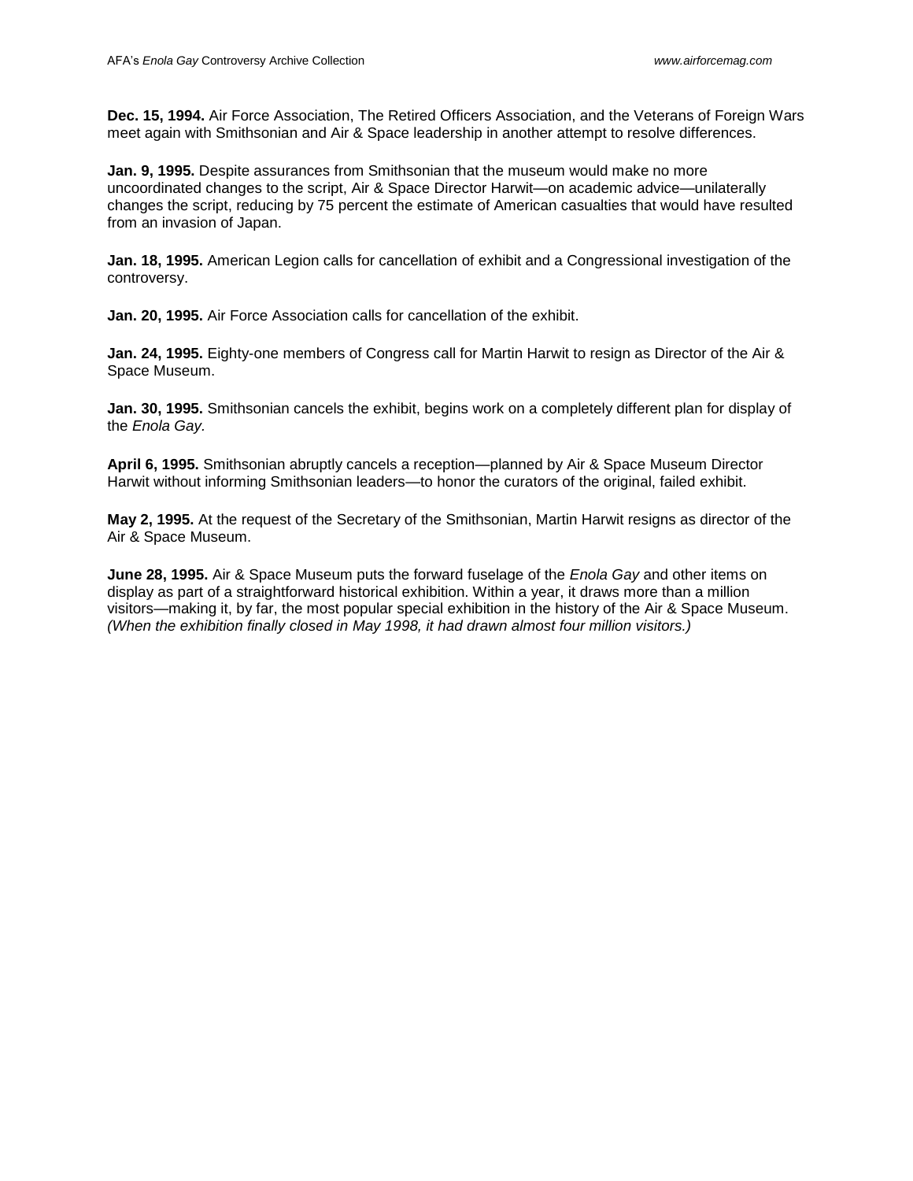**Dec. 15, 1994.** Air Force Association, The Retired Officers Association, and the Veterans of Foreign Wars meet again with Smithsonian and Air & Space leadership in another attempt to resolve differences.

**Jan. 9, 1995.** Despite assurances from Smithsonian that the museum would make no more uncoordinated changes to the script, Air & Space Director Harwit—on academic advice—unilaterally changes the script, reducing by 75 percent the estimate of American casualties that would have resulted from an invasion of Japan.

**Jan. 18, 1995.** American Legion calls for cancellation of exhibit and a Congressional investigation of the controversy.

**Jan. 20, 1995.** Air Force Association calls for cancellation of the exhibit.

**Jan. 24, 1995.** Eighty-one members of Congress call for Martin Harwit to resign as Director of the Air & Space Museum.

**Jan. 30, 1995.** Smithsonian cancels the exhibit, begins work on a completely different plan for display of the *Enola Gay.*

**April 6, 1995.** Smithsonian abruptly cancels a reception—planned by Air & Space Museum Director Harwit without informing Smithsonian leaders—to honor the curators of the original, failed exhibit.

**May 2, 1995.** At the request of the Secretary of the Smithsonian, Martin Harwit resigns as director of the Air & Space Museum.

**June 28, 1995.** Air & Space Museum puts the forward fuselage of the *Enola Gay* and other items on display as part of a straightforward historical exhibition. Within a year, it draws more than a million visitors—making it, by far, the most popular special exhibition in the history of the Air & Space Museum. *(When the exhibition finally closed in May 1998, it had drawn almost four million visitors.)*